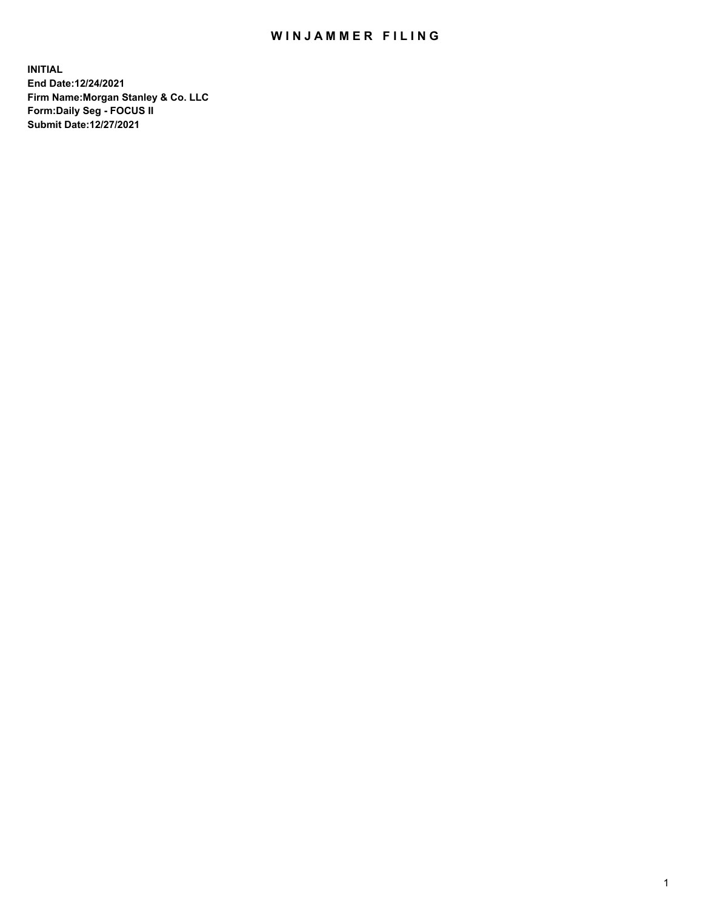# WINJAMMER FILING

**INITIAL**
**End Date:12/24/2021**
**Firm Name:Morgan Stanley & Co. LLC**
**Form:Daily Seg - FOCUS II**
**Submit Date:12/27/2021**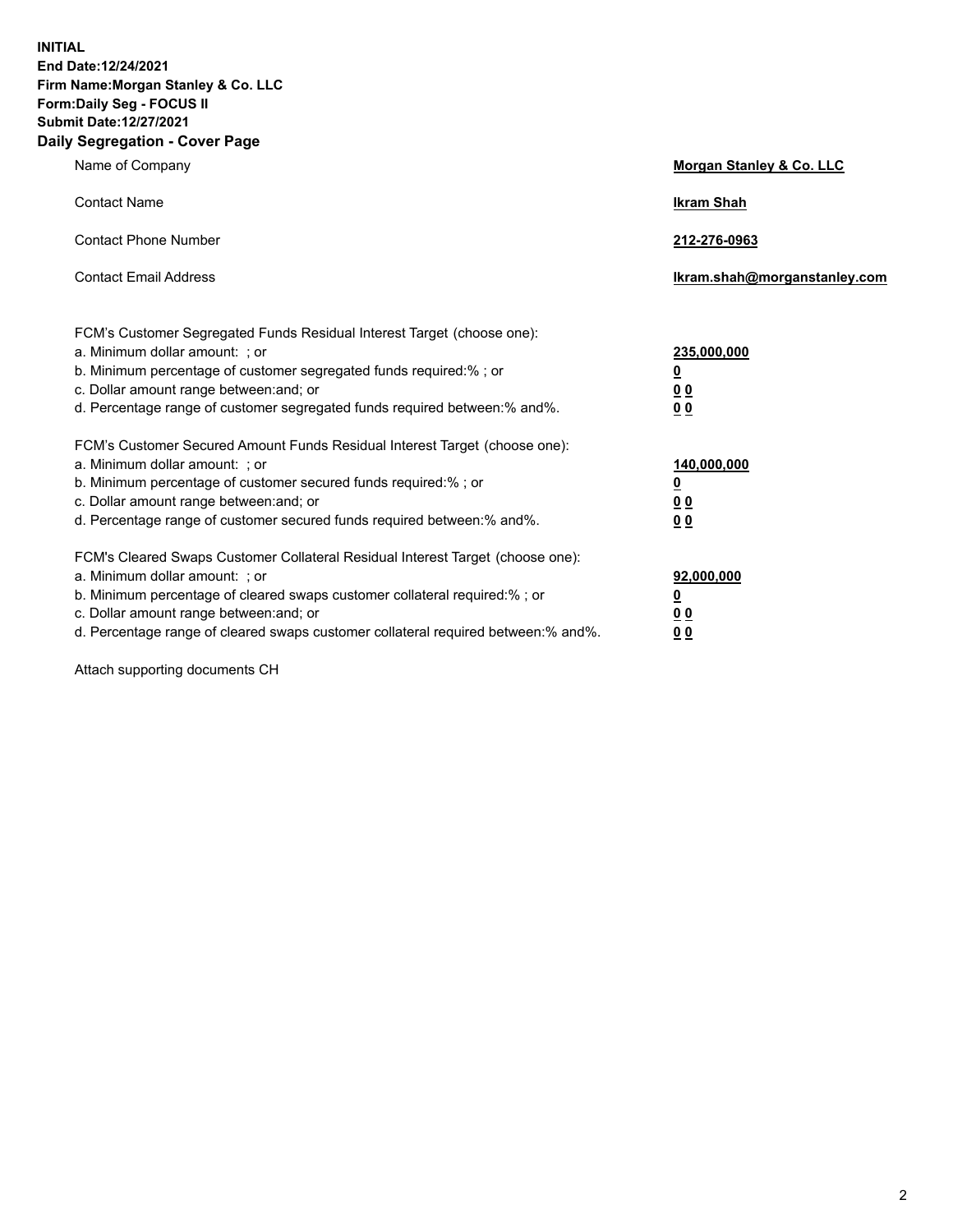**INITIAL**
**End Date:12/24/2021**
**Firm Name:Morgan Stanley & Co. LLC**
**Form:Daily Seg - FOCUS II**
**Submit Date:12/27/2021**

## Daily Segregation - Cover Page

| | |
|---|---|
| Name of Company | **Morgan Stanley & Co. LLC** |
| Contact Name | **Ikram Shah** |
| Contact Phone Number | **212-276-0963** |
| Contact Email Address | **Ikram.shah@morganstanley.com** |

| | |
|---|---|
| FCM's Customer Segregated Funds Residual Interest Target (choose one): | |
| a. Minimum dollar amount: ; or | **235,000,000** |
| b. Minimum percentage of customer segregated funds required:% ; or | **0** |
| c. Dollar amount range between:and; or | **0 0** |
| d. Percentage range of customer segregated funds required between:% and%. | **0 0** |
| FCM's Customer Secured Amount Funds Residual Interest Target (choose one): | |
| a. Minimum dollar amount: ; or | **140,000,000** |
| b. Minimum percentage of customer secured funds required:% ; or | **0** |
| c. Dollar amount range between:and; or | **0 0** |
| d. Percentage range of customer secured funds required between:% and%. | **0 0** |
| FCM's Cleared Swaps Customer Collateral Residual Interest Target (choose one): | |
| a. Minimum dollar amount: ; or | **92,000,000** |
| b. Minimum percentage of cleared swaps customer collateral required:% ; or | **0** |
| c. Dollar amount range between:and; or | **0 0** |
| d. Percentage range of cleared swaps customer collateral required between:% and%. | **0 0** |

Attach supporting documents CH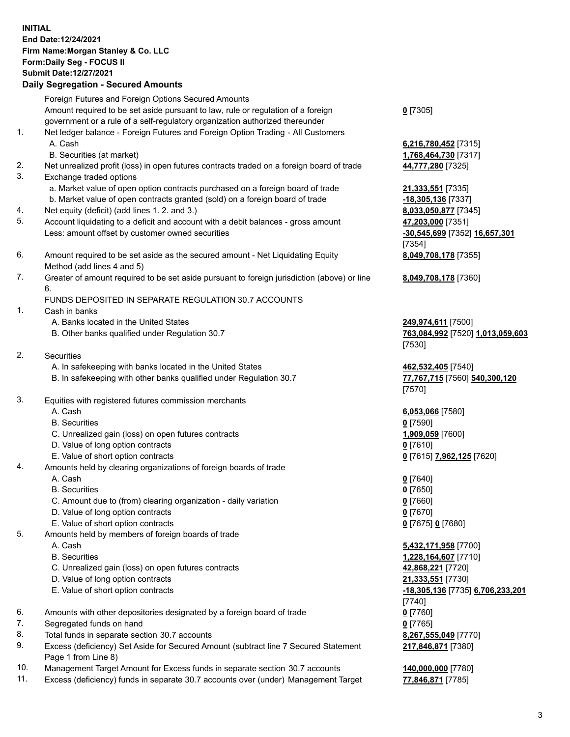**INITIAL**
**End Date:12/24/2021**
**Firm Name:Morgan Stanley & Co. LLC**
**Form:Daily Seg - FOCUS II**
**Submit Date:12/27/2021**

## Daily Segregation - Secured Amounts

| | | |
|---|---|---|
| | Foreign Futures and Foreign Options Secured Amounts | |
| | Amount required to be set aside pursuant to law, rule or regulation of a foreign government or a rule of a self-regulatory organization authorized thereunder | **0** [7305] |
| 1. | Net ledger balance - Foreign Futures and Foreign Option Trading - All Customers | |
| | A. Cash | **6,216,780,452** [7315] |
| | B. Securities (at market) | **1,768,464,730** [7317] |
| 2. | Net unrealized profit (loss) in open futures contracts traded on a foreign board of trade | **44,777,280** [7325] |
| 3. | Exchange traded options | |
| | a. Market value of open option contracts purchased on a foreign board of trade | **21,333,551** [7335] |
| | b. Market value of open contracts granted (sold) on a foreign board of trade | **-18,305,136** [7337] |
| 4. | Net equity (deficit) (add lines 1. 2. and 3.) | **8,033,050,877** [7345] |
| 5. | Account liquidating to a deficit and account with a debit balances - gross amount | **47,203,000** [7351] |
| | Less: amount offset by customer owned securities | **-30,545,699** [7352] **16,657,301** [7354] |
| 6. | Amount required to be set aside as the secured amount - Net Liquidating Equity Method (add lines 4 and 5) | **8,049,708,178** [7355] |
| 7. | Greater of amount required to be set aside pursuant to foreign jurisdiction (above) or line 6. | **8,049,708,178** [7360] |
| | FUNDS DEPOSITED IN SEPARATE REGULATION 30.7 ACCOUNTS | |
| 1. | Cash in banks | |
| | A. Banks located in the United States | **249,974,611** [7500] |
| | B. Other banks qualified under Regulation 30.7 | **763,084,992** [7520] **1,013,059,603** [7530] |
| 2. | Securities | |
| | A. In safekeeping with banks located in the United States | **462,532,405** [7540] |
| | B. In safekeeping with other banks qualified under Regulation 30.7 | **77,767,715** [7560] **540,300,120** [7570] |
| 3. | Equities with registered futures commission merchants | |
| | A. Cash | **6,053,066** [7580] |
| | B. Securities | **0** [7590] |
| | C. Unrealized gain (loss) on open futures contracts | **1,909,059** [7600] |
| | D. Value of long option contracts | **0** [7610] |
| | E. Value of short option contracts | **0** [7615] **7,962,125** [7620] |
| 4. | Amounts held by clearing organizations of foreign boards of trade | |
| | A. Cash | **0** [7640] |
| | B. Securities | **0** [7650] |
| | C. Amount due to (from) clearing organization - daily variation | **0** [7660] |
| | D. Value of long option contracts | **0** [7670] |
| | E. Value of short option contracts | **0** [7675] **0** [7680] |
| 5. | Amounts held by members of foreign boards of trade | |
| | A. Cash | **5,432,171,958** [7700] |
| | B. Securities | **1,228,164,607** [7710] |
| | C. Unrealized gain (loss) on open futures contracts | **42,868,221** [7720] |
| | D. Value of long option contracts | **21,333,551** [7730] |
| | E. Value of short option contracts | **-18,305,136** [7735] **6,706,233,201** [7740] |
| 6. | Amounts with other depositories designated by a foreign board of trade | **0** [7760] |
| 7. | Segregated funds on hand | **0** [7765] |
| 8. | Total funds in separate section 30.7 accounts | **8,267,555,049** [7770] |
| 9. | Excess (deficiency) Set Aside for Secured Amount (subtract line 7 Secured Statement Page 1 from Line 8) | **217,846,871** [7380] |
| 10. | Management Target Amount for Excess funds in separate section 30.7 accounts | **140,000,000** [7780] |
| 11. | Excess (deficiency) funds in separate 30.7 accounts over (under) Management Target | **77,846,871** [7785] |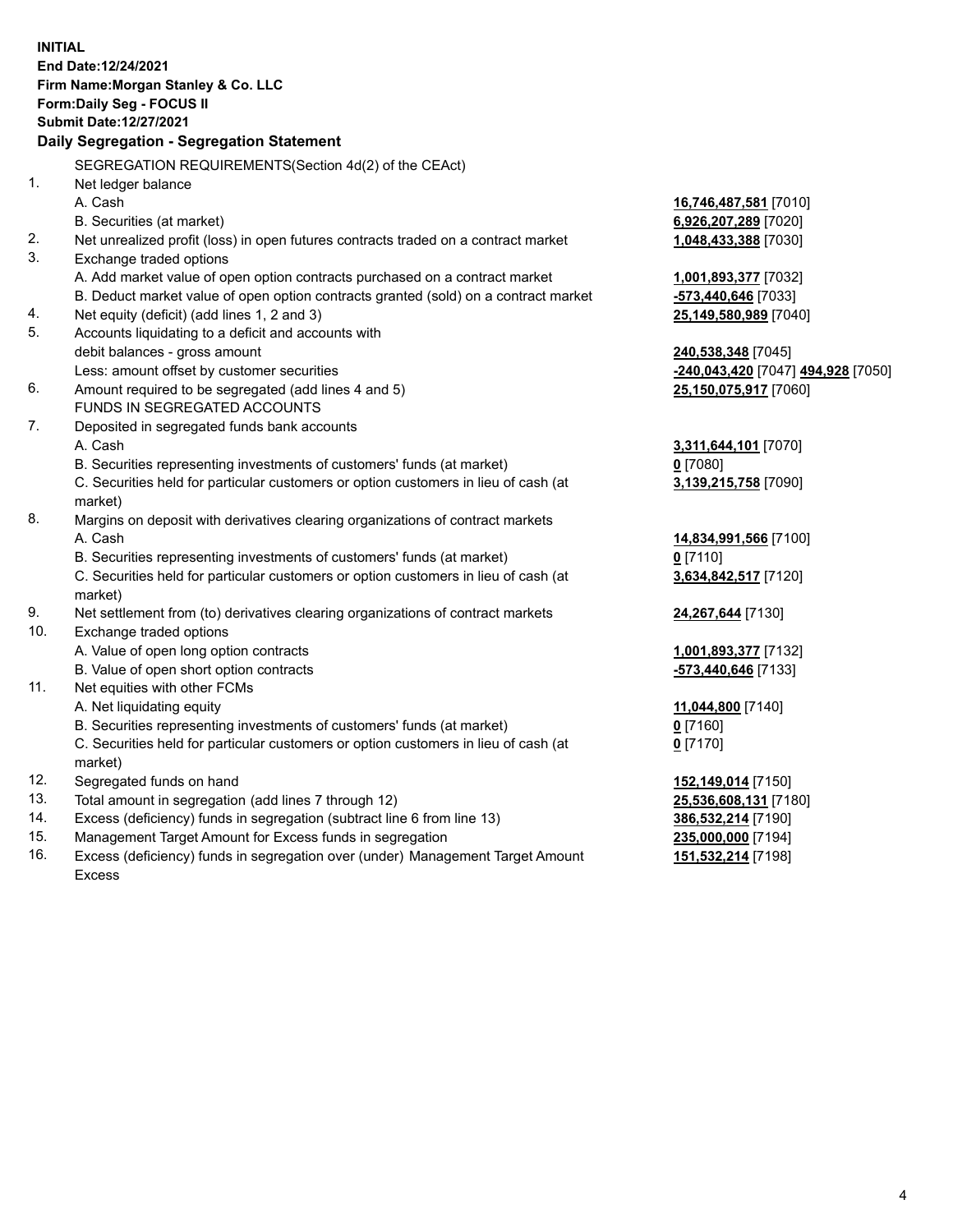**INITIAL**
**End Date:12/24/2021**
**Firm Name:Morgan Stanley & Co. LLC**
**Form:Daily Seg - FOCUS II**
**Submit Date:12/27/2021**

**Daily Segregation - Segregation Statement**

| | | |
|---|---|---|
| | SEGREGATION REQUIREMENTS(Section 4d(2) of the CEAct) | |
| 1. | Net ledger balance | |
| | A. Cash | **16,746,487,581** [7010] |
| | B. Securities (at market) | **6,926,207,289** [7020] |
| 2. | Net unrealized profit (loss) in open futures contracts traded on a contract market | **1,048,433,388** [7030] |
| 3. | Exchange traded options | |
| | A. Add market value of open option contracts purchased on a contract market | **1,001,893,377** [7032] |
| | B. Deduct market value of open option contracts granted (sold) on a contract market | **-573,440,646** [7033] |
| 4. | Net equity (deficit) (add lines 1, 2 and 3) | **25,149,580,989** [7040] |
| 5. | Accounts liquidating to a deficit and accounts with | |
| | debit balances - gross amount | **240,538,348** [7045] |
| | Less: amount offset by customer securities | **-240,043,420** [7047] **494,928** [7050] |
| 6. | Amount required to be segregated (add lines 4 and 5) | **25,150,075,917** [7060] |
| | FUNDS IN SEGREGATED ACCOUNTS | |
| 7. | Deposited in segregated funds bank accounts | |
| | A. Cash | **3,311,644,101** [7070] |
| | B. Securities representing investments of customers' funds (at market) | **0** [7080] |
| | C. Securities held for particular customers or option customers in lieu of cash (at market) | **3,139,215,758** [7090] |
| 8. | Margins on deposit with derivatives clearing organizations of contract markets | |
| | A. Cash | **14,834,991,566** [7100] |
| | B. Securities representing investments of customers' funds (at market) | **0** [7110] |
| | C. Securities held for particular customers or option customers in lieu of cash (at market) | **3,634,842,517** [7120] |
| 9. | Net settlement from (to) derivatives clearing organizations of contract markets | **24,267,644** [7130] |
| 10. | Exchange traded options | |
| | A. Value of open long option contracts | **1,001,893,377** [7132] |
| | B. Value of open short option contracts | **-573,440,646** [7133] |
| 11. | Net equities with other FCMs | |
| | A. Net liquidating equity | **11,044,800** [7140] |
| | B. Securities representing investments of customers' funds (at market) | **0** [7160] |
| | C. Securities held for particular customers or option customers in lieu of cash (at market) | **0** [7170] |
| 12. | Segregated funds on hand | **152,149,014** [7150] |
| 13. | Total amount in segregation (add lines 7 through 12) | **25,536,608,131** [7180] |
| 14. | Excess (deficiency) funds in segregation (subtract line 6 from line 13) | **386,532,214** [7190] |
| 15. | Management Target Amount for Excess funds in segregation | **235,000,000** [7194] |
| 16. | Excess (deficiency) funds in segregation over (under) Management Target Amount Excess | **151,532,214** [7198] |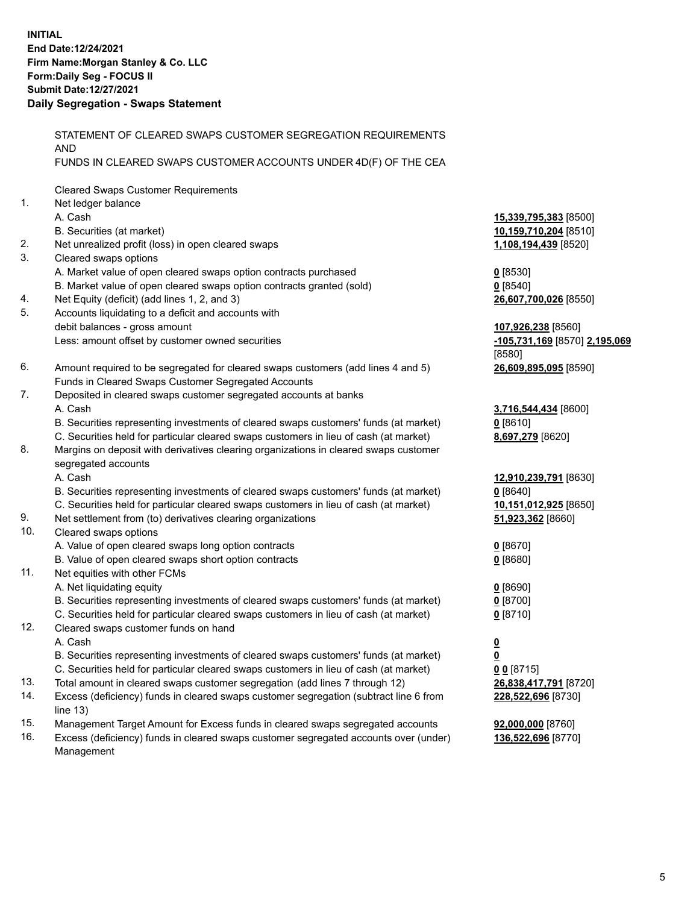**INITIAL**
**End Date:12/24/2021**
**Firm Name:Morgan Stanley & Co. LLC**
**Form:Daily Seg - FOCUS II**
**Submit Date:12/27/2021**
**Daily Segregation - Swaps Statement**

STATEMENT OF CLEARED SWAPS CUSTOMER SEGREGATION REQUIREMENTS AND FUNDS IN CLEARED SWAPS CUSTOMER ACCOUNTS UNDER 4D(F) OF THE CEA

| | | |
|---|---|---|
| | Cleared Swaps Customer Requirements | |
| 1. | Net ledger balance | |
| | A. Cash | **15,339,795,383** [8500] |
| | B. Securities (at market) | **10,159,710,204** [8510] |
| 2. | Net unrealized profit (loss) in open cleared swaps | **1,108,194,439** [8520] |
| 3. | Cleared swaps options | |
| | A. Market value of open cleared swaps option contracts purchased | **0** [8530] |
| | B. Market value of open cleared swaps option contracts granted (sold) | **0** [8540] |
| 4. | Net Equity (deficit) (add lines 1, 2, and 3) | **26,607,700,026** [8550] |
| 5. | Accounts liquidating to a deficit and accounts with debit balances - gross amount | **107,926,238** [8560] |
| | Less: amount offset by customer owned securities | **-105,731,169** [8570] **2,195,069** [8580] |
| 6. | Amount required to be segregated for cleared swaps customers (add lines 4 and 5) | **26,609,895,095** [8590] |
| | Funds in Cleared Swaps Customer Segregated Accounts | |
| 7. | Deposited in cleared swaps customer segregated accounts at banks | |
| | A. Cash | **3,716,544,434** [8600] |
| | B. Securities representing investments of cleared swaps customers' funds (at market) | **0** [8610] |
| | C. Securities held for particular cleared swaps customers in lieu of cash (at market) | **8,697,279** [8620] |
| 8. | Margins on deposit with derivatives clearing organizations in cleared swaps customer segregated accounts | |
| | A. Cash | **12,910,239,791** [8630] |
| | B. Securities representing investments of cleared swaps customers' funds (at market) | **0** [8640] |
| | C. Securities held for particular cleared swaps customers in lieu of cash (at market) | **10,151,012,925** [8650] |
| 9. | Net settlement from (to) derivatives clearing organizations | **51,923,362** [8660] |
| 10. | Cleared swaps options | |
| | A. Value of open cleared swaps long option contracts | **0** [8670] |
| | B. Value of open cleared swaps short option contracts | **0** [8680] |
| 11. | Net equities with other FCMs | |
| | A. Net liquidating equity | **0** [8690] |
| | B. Securities representing investments of cleared swaps customers' funds (at market) | **0** [8700] |
| | C. Securities held for particular cleared swaps customers in lieu of cash (at market) | **0** [8710] |
| 12. | Cleared swaps customer funds on hand | |
| | A. Cash | **0** |
| | B. Securities representing investments of cleared swaps customers' funds (at market) | **0** |
| | C. Securities held for particular cleared swaps customers in lieu of cash (at market) | **0** **0** [8715] |
| 13. | Total amount in cleared swaps customer segregation (add lines 7 through 12) | **26,838,417,791** [8720] |
| 14. | Excess (deficiency) funds in cleared swaps customer segregation (subtract line 6 from line 13) | **228,522,696** [8730] |
| 15. | Management Target Amount for Excess funds in cleared swaps segregated accounts | **92,000,000** [8760] |
| 16. | Excess (deficiency) funds in cleared swaps customer segregated accounts over (under) Management | **136,522,696** [8770] |